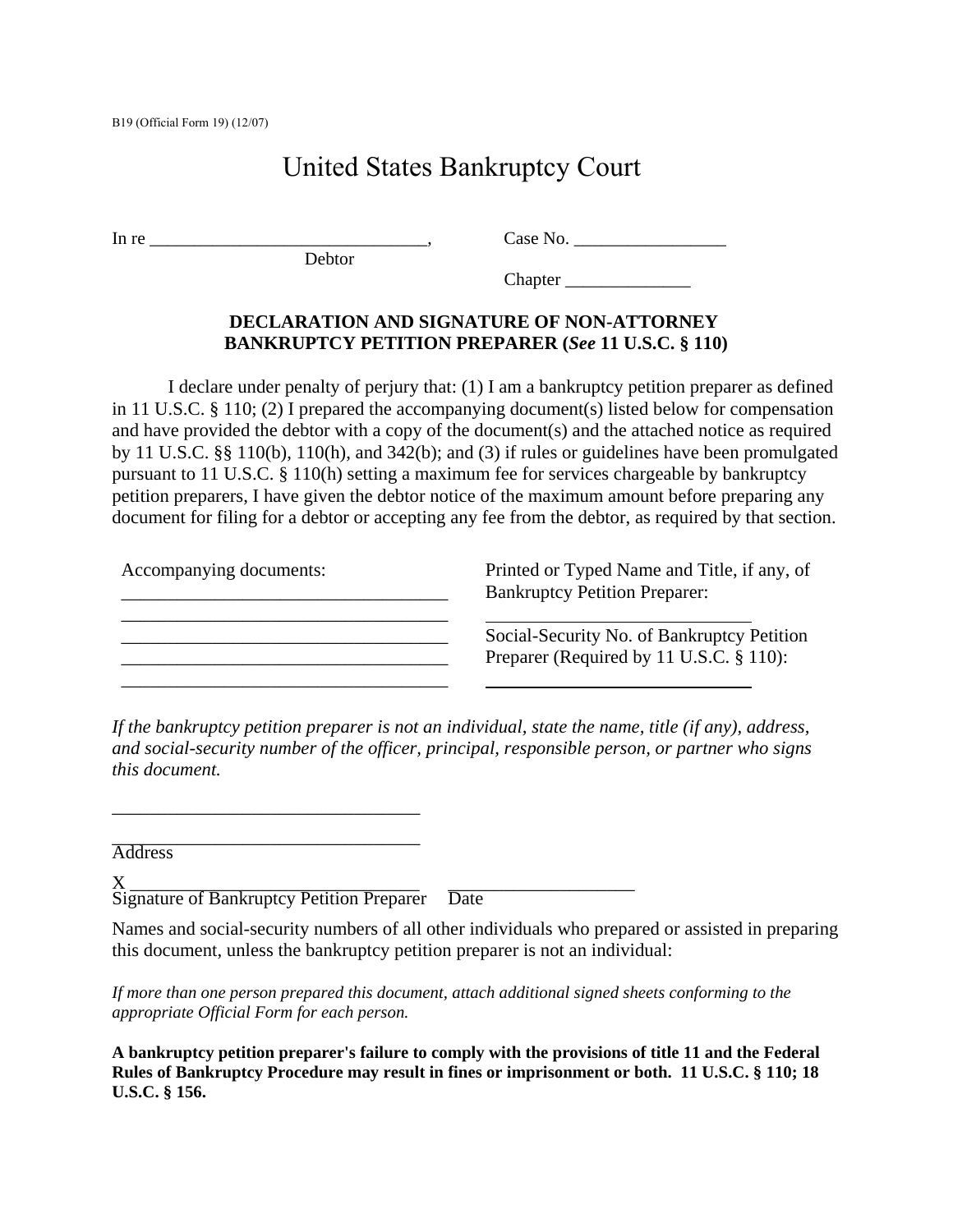B19 (Official Form 19) (12/07)

# United States Bankruptcy Court

In re _______________________________,
Debtor

Case No. _________________

Chapter ______________

**DECLARATION AND SIGNATURE OF NON-ATTORNEY BANKRUPTCY PETITION PREPARER (*See* 11 U.S.C. § 110)**

I declare under penalty of perjury that: (1) I am a bankruptcy petition preparer as defined in 11 U.S.C. § 110; (2) I prepared the accompanying document(s) listed below for compensation and have provided the debtor with a copy of the document(s) and the attached notice as required by 11 U.S.C. §§ 110(b), 110(h), and 342(b); and (3) if rules or guidelines have been promulgated pursuant to 11 U.S.C. § 110(h) setting a maximum fee for services chargeable by bankruptcy petition preparers, I have given the debtor notice of the maximum amount before preparing any document for filing for a debtor or accepting any fee from the debtor, as required by that section.

Accompanying documents:
___________________________________
___________________________________
___________________________________
___________________________________
___________________________________

Printed or Typed Name and Title, if any, of Bankruptcy Petition Preparer:
_____________________________

Social-Security No. of Bankruptcy Petition Preparer (Required by 11 U.S.C. § 110):
_____________________________

*If the bankruptcy petition preparer is not an individual, state the name, title (if any), address, and social-security number of the officer, principal, responsible person, or partner who signs this document.*

_________________________________
_________________________________
Address

X _______________________________ ____________________
Signature of Bankruptcy Petition Preparer Date

Names and social-security numbers of all other individuals who prepared or assisted in preparing this document, unless the bankruptcy petition preparer is not an individual:

*If more than one person prepared this document, attach additional signed sheets conforming to the appropriate Official Form for each person.*

**A bankruptcy petition preparer's failure to comply with the provisions of title 11 and the Federal Rules of Bankruptcy Procedure may result in fines or imprisonment or both. 11 U.S.C. § 110; 18 U.S.C. § 156.**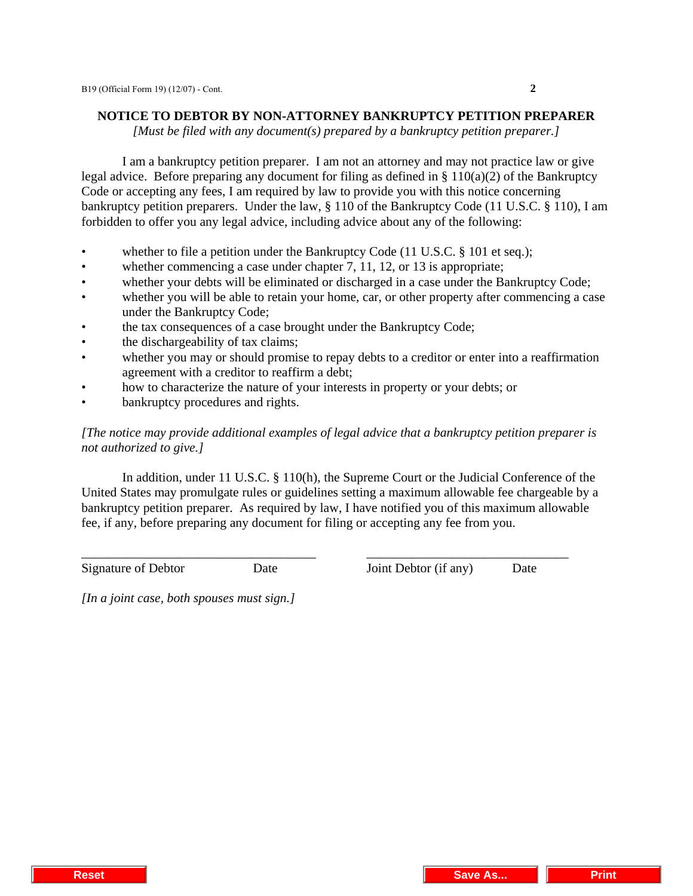## NOTICE TO DEBTOR BY NON-ATTORNEY BANKRUPTCY PETITION PREPARER

*[Must be filed with any document(s) prepared by a bankruptcy petition preparer.]*

I am a bankruptcy petition preparer. I am not an attorney and may not practice law or give legal advice. Before preparing any document for filing as defined in § 110(a)(2) of the Bankruptcy Code or accepting any fees, I am required by law to provide you with this notice concerning bankruptcy petition preparers. Under the law, § 110 of the Bankruptcy Code (11 U.S.C. § 110), I am forbidden to offer you any legal advice, including advice about any of the following:

- whether to file a petition under the Bankruptcy Code (11 U.S.C. § 101 et seq.);
- whether commencing a case under chapter 7, 11, 12, or 13 is appropriate;
- whether your debts will be eliminated or discharged in a case under the Bankruptcy Code;
- whether you will be able to retain your home, car, or other property after commencing a case under the Bankruptcy Code;
- the tax consequences of a case brought under the Bankruptcy Code;
- the dischargeability of tax claims;
- whether you may or should promise to repay debts to a creditor or enter into a reaffirmation agreement with a creditor to reaffirm a debt;
- how to characterize the nature of your interests in property or your debts; or
- bankruptcy procedures and rights.

*[The notice may provide additional examples of legal advice that a bankruptcy petition preparer is not authorized to give.]*

In addition, under 11 U.S.C. § 110(h), the Supreme Court or the Judicial Conference of the United States may promulgate rules or guidelines setting a maximum allowable fee chargeable by a bankruptcy petition preparer. As required by law, I have notified you of this maximum allowable fee, if any, before preparing any document for filing or accepting any fee from you.

\_\_\_\_\_\_\_\_\_\_\_\_\_\_\_\_\_\_\_\_\_\_\_\_\_\_\_\_\_\_\_\_\_\_\_\_
Signature of Debtor Date

\_\_\_\_\_\_\_\_\_\_\_\_\_\_\_\_\_\_\_\_\_\_\_\_\_\_\_\_\_\_\_\_\_\_\_\_
Joint Debtor (if any) Date

*[In a joint case, both spouses must sign.]*